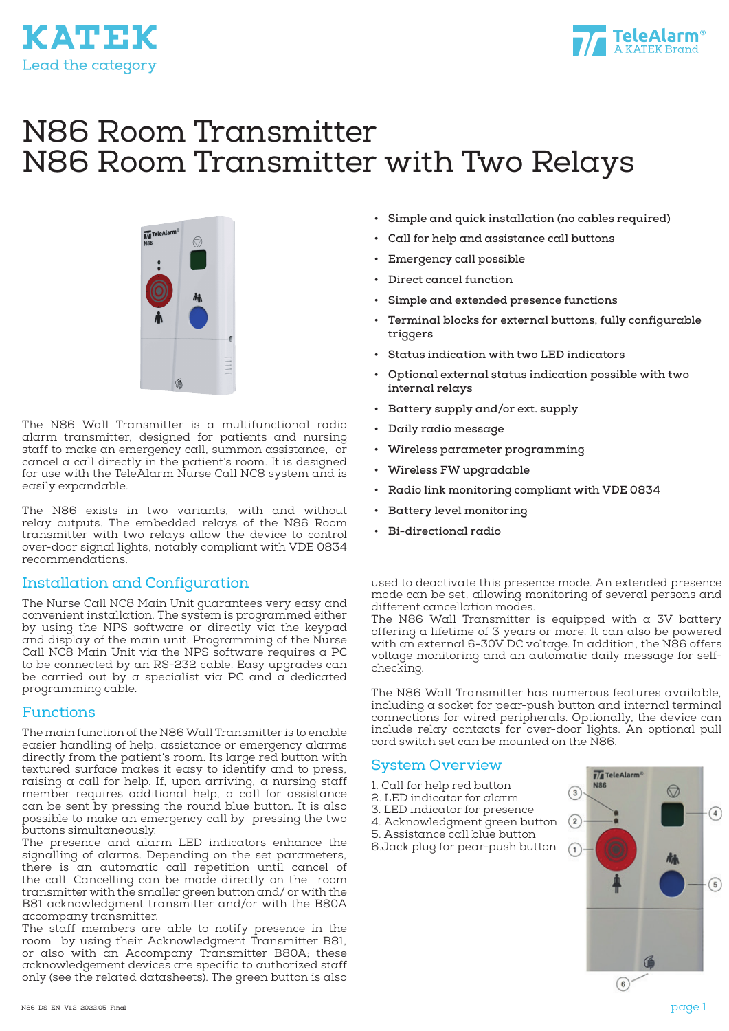KATEK

Lead the category

TeleAlarm®

A KATEK Brand

# N86 Room Transmitter
# N86 Room Transmitter with Two Relays

- Simple and quick installation (no cables required)
- Call for help and assistance call buttons
- Emergency call possible
- Direct cancel function
- Simple and extended presence functions
- Terminal blocks for external buttons, fully configurable triggers
- Status indication with two LED indicators
- Optional external status indication possible with two internal relays
- Battery supply and/or ext. supply
- Daily radio message
- Wireless parameter programming
- Wireless FW upgradable
- Radio link monitoring compliant with VDE 0834
- Battery level monitoring
- Bi-directional radio

The N86 Wall Transmitter is a multifunctional radio alarm transmitter, designed for patients and nursing staff to make an emergency call, summon assistance, or cancel a call directly in the patient's room. It is designed for use with the TeleAlarm Nurse Call NC8 system and is easily expandable.

The N86 exists in two variants, with and without relay outputs. The embedded relays of the N86 Room transmitter with two relays allow the device to control over-door signal lights, notably compliant with VDE 0834 recommendations.

## Installation and Configuration

The Nurse Call NC8 Main Unit guarantees very easy and convenient installation. The system is programmed either by using the NPS software or directly via the keypad and display of the main unit. Programming of the Nurse Call NC8 Main Unit via the NPS software requires a PC to be connected by an RS-232 cable. Easy upgrades can be carried out by a specialist via PC and a dedicated programming cable.

## Functions

The main function of the N86 Wall Transmitter is to enable easier handling of help, assistance or emergency alarms directly from the patient's room. Its large red button with textured surface makes it easy to identify and to press, raising a call for help. If, upon arriving, a nursing staff member requires additional help, a call for assistance can be sent by pressing the round blue button. It is also possible to make an emergency call by pressing the two buttons simultaneously.

The presence and alarm LED indicators enhance the signalling of alarms. Depending on the set parameters, there is an automatic call repetition until cancel of the call. Cancelling can be made directly on the room transmitter with the smaller green button and/ or with the B81 acknowledgment transmitter and/or with the B80A accompany transmitter.

The staff members are able to notify presence in the room by using their Acknowledgment Transmitter B81, or also with an Accompany Transmitter B80A; these acknowledgement devices are specific to authorized staff only (see the related datasheets). The green button is also used to deactivate this presence mode. An extended presence mode can be set, allowing monitoring of several persons and different cancellation modes.

The N86 Wall Transmitter is equipped with a 3V battery offering a lifetime of 3 years or more. It can also be powered with an external 6-30V DC voltage. In addition, the N86 offers voltage monitoring and an automatic daily message for self-checking.

The N86 Wall Transmitter has numerous features available, including a socket for pear-push button and internal terminal connections for wired peripherals. Optionally, the device can include relay contacts for over-door lights. An optional pull cord switch set can be mounted on the N86.

## System Overview

1. Call for help red button
2. LED indicator for alarm
3. LED indicator for presence
4. Acknowledgment green button
5. Assistance call blue button
6. Jack plug for pear-push button

N86_DS_EN_V1.2_2022.05_Final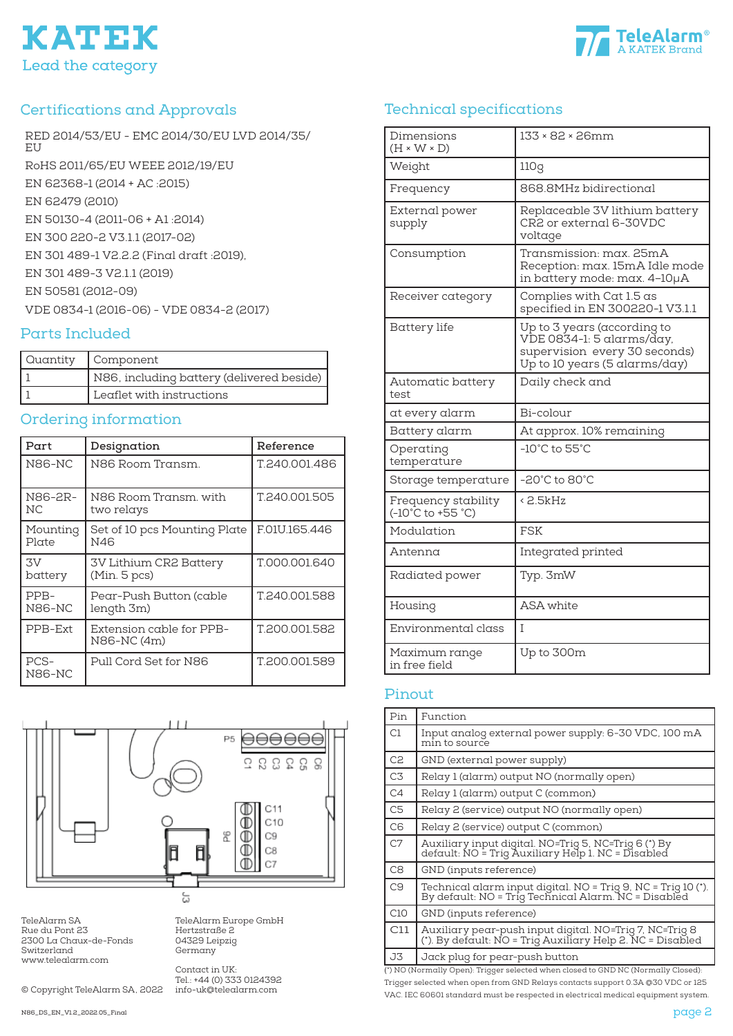## Certifications and Approvals

RED 2014/53/EU - EMC 2014/30/EU LVD 2014/35/EU

RoHS 2011/65/EU WEEE 2012/19/EU

EN 62368-1 (2014 + AC :2015)

EN 62479 (2010)

EN 50130-4 (2011-06 + A1 :2014)

EN 300 220-2 V3.1.1 (2017-02)

EN 301 489-1 V2.2.2 (Final draft :2019),

EN 301 489-3 V2.1.1 (2019)

EN 50581 (2012-09)

VDE 0834-1 (2016-06) - VDE 0834-2 (2017)

## Parts Included

| Quantity | Component |
|---|---|
| 1 | N86, including battery (delivered beside) |
| 1 | Leaflet with instructions |

## Ordering information

| Part | Designation | Reference |
|---|---|---|
| N86-NC | N86 Room Transm. | T.240.001.486 |
| N86-2R-NC | N86 Room Transm. with two relays | T.240.001.505 |
| Mounting Plate | Set of 10 pcs Mounting Plate N46 | F.01U.165.446 |
| 3V battery | 3V Lithium CR2 Battery (Min. 5 pcs) | T.000.001.640 |
| PPB-N86-NC | Pear-Push Button (cable length 3m) | T.240.001.588 |
| PPB-Ext | Extension cable for PPB-N86-NC (4m) | T.200.001.582 |
| PCS-N86-NC | Pull Cord Set for N86 | T.200.001.589 |

P5

C1 C2 C3 C4 C5 C6

P6

C11 C10 C9 C8 C7

J3

## Technical specifications

| | |
|---|---|
| Dimensions (H × W × D) | 133 × 82 × 26mm |
| Weight | 110g |
| Frequency | 868.8MHz bidirectional |
| External power supply | Replaceable 3V lithium battery CR2 or external 6-30VDC voltage |
| Consumption | Transmission: max. 25mA Reception: max. 15mA Idle mode in battery mode: max. 4–10µA |
| Receiver category | Complies with Cat 1.5 as specified in EN 300220-1 V3.1.1 |
| Battery life | Up to 3 years (according to VDE 0834-1: 5 alarms/day, supervision every 30 seconds) Up to 10 years (5 alarms/day) |
| Automatic battery test | Daily check and |
| at every alarm | Bi-colour |
| Battery alarm | At approx. 10% remaining |
| Operating temperature | -10°C to 55°C |
| Storage temperature | -20°C to 80°C |
| Frequency stability (-10°C to +55 °C) | ‹ 2.5kHz |
| Modulation | FSK |
| Antenna | Integrated printed |
| Radiated power | Typ. 3mW |
| Housing | ASA white |
| Environmental class | I |
| Maximum range in free field | Up to 300m |

## Pinout

| Pin | Function |
|---|---|
| C1 | Input analog external power supply: 6-30 VDC, 100 mA min to source |
| C2 | GND (external power supply) |
| C3 | Relay 1 (alarm) output NO (normally open) |
| C4 | Relay 1 (alarm) output C (common) |
| C5 | Relay 2 (service) output NO (normally open) |
| C6 | Relay 2 (service) output C (common) |
| C7 | Auxiliary input digital. NO=Trig 5, NC=Trig 6 (*) By default: NO = Trig Auxiliary Help 1. NC = Disabled |
| C8 | GND (inputs reference) |
| C9 | Technical alarm input digital. NO = Trig 9, NC = Trig 10 (*). By default: NO = Trig Technical Alarm. NC = Disabled |
| C10 | GND (inputs reference) |
| C11 | Auxiliary pear-push input digital. NO=Trig 7, NC=Trig 8 (*). By default: NO = Trig Auxiliary Help 2. NC = Disabled |
| J3 | Jack plug for pear-push button |

(*) NO (Normally Open): Trigger selected when closed to GND NC (Normally Closed): Trigger selected when open from GND Relays contacts support 0.3A @30 VDC or 125 VAC. IEC 60601 standard must be respected in electrical medical equipment system.

TeleAlarm SA
Rue du Pont 23
2300 La Chaux-de-Fonds
Switzerland
www.telealarm.com

TeleAlarm Europe GmbH
Hertzstraße 2
04329 Leipzig
Germany

Contact in UK:
Tel.: +44 (0) 333 0124392
info-uk@telealarm.com

© Copyright TeleAlarm SA, 2022

N86_DS_EN_V1.2_2022.05_Final